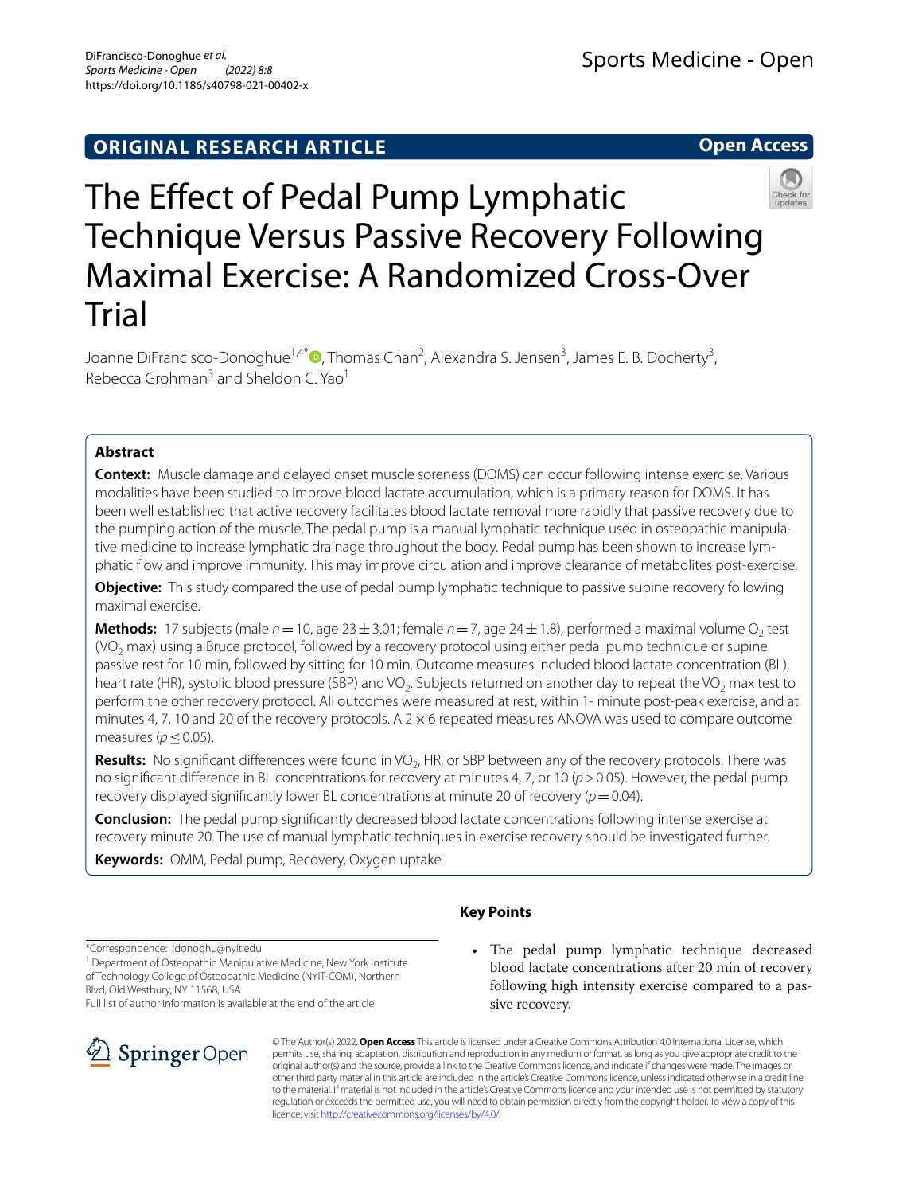ORIGINAL RESEARCH ARTICLE

Open Access

# The Effect of Pedal Pump Lymphatic Technique Versus Passive Recovery Following Maximal Exercise: A Randomized Cross-Over Trial

Joanne DiFrancisco-Donoghue[1,4*], Thomas Chan[2], Alexandra S. Jensen[3], James E. B. Docherty[3], Rebecca Grohman[3] and Sheldon C. Yao[1]

## Abstract

**Context:** Muscle damage and delayed onset muscle soreness (DOMS) can occur following intense exercise. Various modalities have been studied to improve blood lactate accumulation, which is a primary reason for DOMS. It has been well established that active recovery facilitates blood lactate removal more rapidly that passive recovery due to the pumping action of the muscle. The pedal pump is a manual lymphatic technique used in osteopathic manipulative medicine to increase lymphatic drainage throughout the body. Pedal pump has been shown to increase lymphatic flow and improve immunity. This may improve circulation and improve clearance of metabolites post-exercise.

**Objective:** This study compared the use of pedal pump lymphatic technique to passive supine recovery following maximal exercise.

**Methods:** 17 subjects (male $n = 10$, age $23 \pm 3.01$; female $n = 7$, age $24 \pm 1.8$), performed a maximal volume $O_2$ test ($VO_2$ max) using a Bruce protocol, followed by a recovery protocol using either pedal pump technique or supine passive rest for 10 min, followed by sitting for 10 min. Outcome measures included blood lactate concentration (BL), heart rate (HR), systolic blood pressure (SBP) and $VO_2$. Subjects returned on another day to repeat the $VO_2$ max test to perform the other recovery protocol. All outcomes were measured at rest, within 1- minute post-peak exercise, and at minutes 4, 7, 10 and 20 of the recovery protocols. A $2 \times 6$ repeated measures ANOVA was used to compare outcome measures ($p \leq 0.05$).

**Results:** No significant differences were found in $VO_2$, HR, or SBP between any of the recovery protocols. There was no significant difference in BL concentrations for recovery at minutes 4, 7, or 10 ($p > 0.05$). However, the pedal pump recovery displayed significantly lower BL concentrations at minute 20 of recovery ($p = 0.04$).

**Conclusion:** The pedal pump significantly decreased blood lactate concentrations following intense exercise at recovery minute 20. The use of manual lymphatic techniques in exercise recovery should be investigated further.

**Keywords:** OMM, Pedal pump, Recovery, Oxygen uptake

## Key Points

- The pedal pump lymphatic technique decreased blood lactate concentrations after 20 min of recovery following high intensity exercise compared to a passive recovery.

*Correspondence: jdonoghu@nyit.edu
[1] Department of Osteopathic Manipulative Medicine, New York Institute of Technology College of Osteopathic Medicine (NYIT-COM), Northern Blvd, Old Westbury, NY 11568, USA
Full list of author information is available at the end of the article

© The Author(s) 2022. **Open Access** This article is licensed under a Creative Commons Attribution 4.0 International License, which permits use, sharing, adaptation, distribution and reproduction in any medium or format, as long as you give appropriate credit to the original author(s) and the source, provide a link to the Creative Commons licence, and indicate if changes were made. The images or other third party material in this article are included in the article's Creative Commons licence, unless indicated otherwise in a credit line to the material. If material is not included in the article's Creative Commons licence and your intended use is not permitted by statutory regulation or exceeds the permitted use, you will need to obtain permission directly from the copyright holder. To view a copy of this licence, visit http://creativecommons.org/licenses/by/4.0/.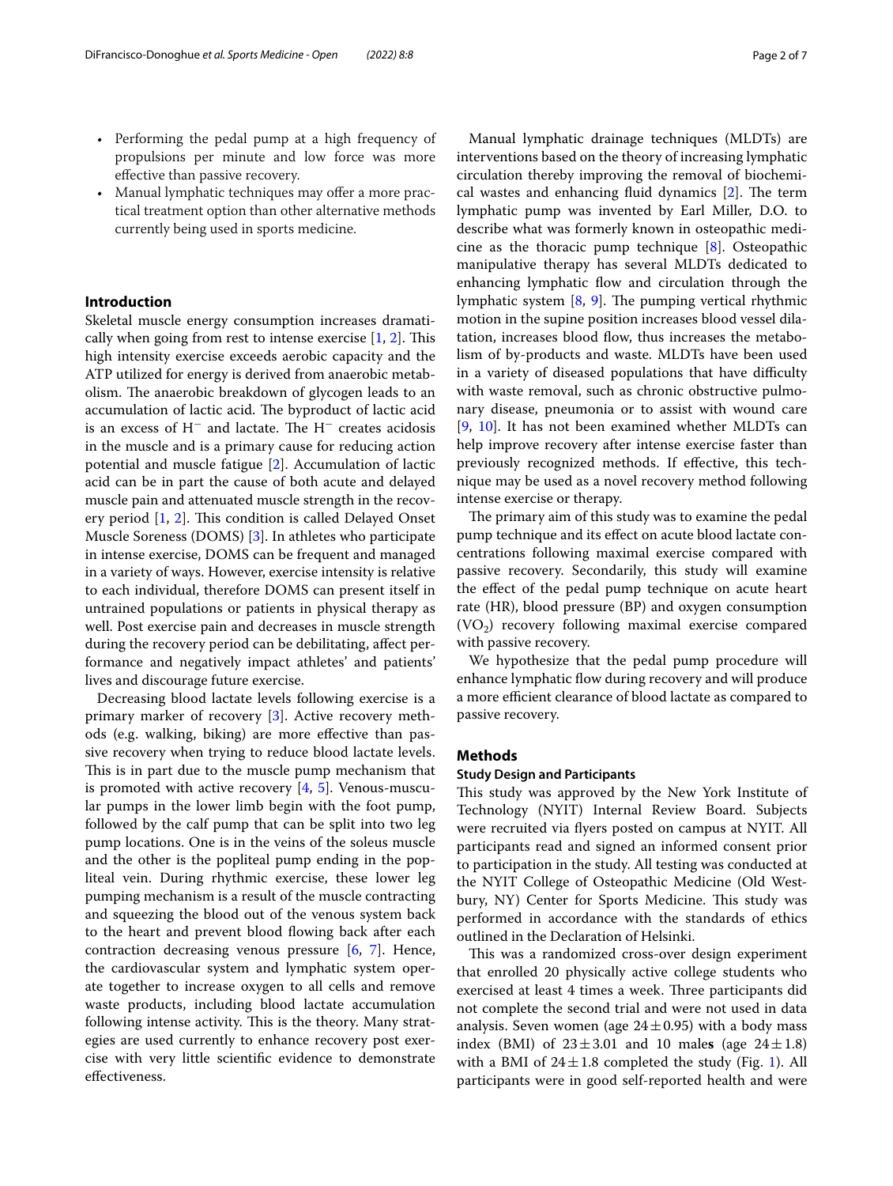- Performing the pedal pump at a high frequency of propulsions per minute and low force was more effective than passive recovery.
- Manual lymphatic techniques may offer a more practical treatment option than other alternative methods currently being used in sports medicine.

## Introduction

Skeletal muscle energy consumption increases dramatically when going from rest to intense exercise [1, 2]. This high intensity exercise exceeds aerobic capacity and the ATP utilized for energy is derived from anaerobic metabolism. The anaerobic breakdown of glycogen leads to an accumulation of lactic acid. The byproduct of lactic acid is an excess of $H^-$ and lactate. The $H^-$ creates acidosis in the muscle and is a primary cause for reducing action potential and muscle fatigue [2]. Accumulation of lactic acid can be in part the cause of both acute and delayed muscle pain and attenuated muscle strength in the recovery period [1, 2]. This condition is called Delayed Onset Muscle Soreness (DOMS) [3]. In athletes who participate in intense exercise, DOMS can be frequent and managed in a variety of ways. However, exercise intensity is relative to each individual, therefore DOMS can present itself in untrained populations or patients in physical therapy as well. Post exercise pain and decreases in muscle strength during the recovery period can be debilitating, affect performance and negatively impact athletes' and patients' lives and discourage future exercise.

Decreasing blood lactate levels following exercise is a primary marker of recovery [3]. Active recovery methods (e.g. walking, biking) are more effective than passive recovery when trying to reduce blood lactate levels. This is in part due to the muscle pump mechanism that is promoted with active recovery [4, 5]. Venous-muscular pumps in the lower limb begin with the foot pump, followed by the calf pump that can be split into two leg pump locations. One is in the veins of the soleus muscle and the other is the popliteal pump ending in the popliteal vein. During rhythmic exercise, these lower leg pumping mechanism is a result of the muscle contracting and squeezing the blood out of the venous system back to the heart and prevent blood flowing back after each contraction decreasing venous pressure [6, 7]. Hence, the cardiovascular system and lymphatic system operate together to increase oxygen to all cells and remove waste products, including blood lactate accumulation following intense activity. This is the theory. Many strategies are used currently to enhance recovery post exercise with very little scientific evidence to demonstrate effectiveness.

Manual lymphatic drainage techniques (MLDTs) are interventions based on the theory of increasing lymphatic circulation thereby improving the removal of biochemical wastes and enhancing fluid dynamics [2]. The term lymphatic pump was invented by Earl Miller, D.O. to describe what was formerly known in osteopathic medicine as the thoracic pump technique [8]. Osteopathic manipulative therapy has several MLDTs dedicated to enhancing lymphatic flow and circulation through the lymphatic system [8, 9]. The pumping vertical rhythmic motion in the supine position increases blood vessel dilatation, increases blood flow, thus increases the metabolism of by-products and waste. MLDTs have been used in a variety of diseased populations that have difficulty with waste removal, such as chronic obstructive pulmonary disease, pneumonia or to assist with wound care [9, 10]. It has not been examined whether MLDTs can help improve recovery after intense exercise faster than previously recognized methods. If effective, this technique may be used as a novel recovery method following intense exercise or therapy.

The primary aim of this study was to examine the pedal pump technique and its effect on acute blood lactate concentrations following maximal exercise compared with passive recovery. Secondarily, this study will examine the effect of the pedal pump technique on acute heart rate (HR), blood pressure (BP) and oxygen consumption ($VO_2$) recovery following maximal exercise compared with passive recovery.

We hypothesize that the pedal pump procedure will enhance lymphatic flow during recovery and will produce a more efficient clearance of blood lactate as compared to passive recovery.

## Methods

### Study Design and Participants

This study was approved by the New York Institute of Technology (NYIT) Internal Review Board. Subjects were recruited via flyers posted on campus at NYIT. All participants read and signed an informed consent prior to participation in the study. All testing was conducted at the NYIT College of Osteopathic Medicine (Old Westbury, NY) Center for Sports Medicine. This study was performed in accordance with the standards of ethics outlined in the Declaration of Helsinki.

This was a randomized cross-over design experiment that enrolled 20 physically active college students who exercised at least 4 times a week. Three participants did not complete the second trial and were not used in data analysis. Seven women (age $24 \pm 0.95$) with a body mass index (BMI) of $23 \pm 3.01$ and 10 males (age $24 \pm 1.8$) with a BMI of $24 \pm 1.8$ completed the study (Fig. 1). All participants were in good self-reported health and were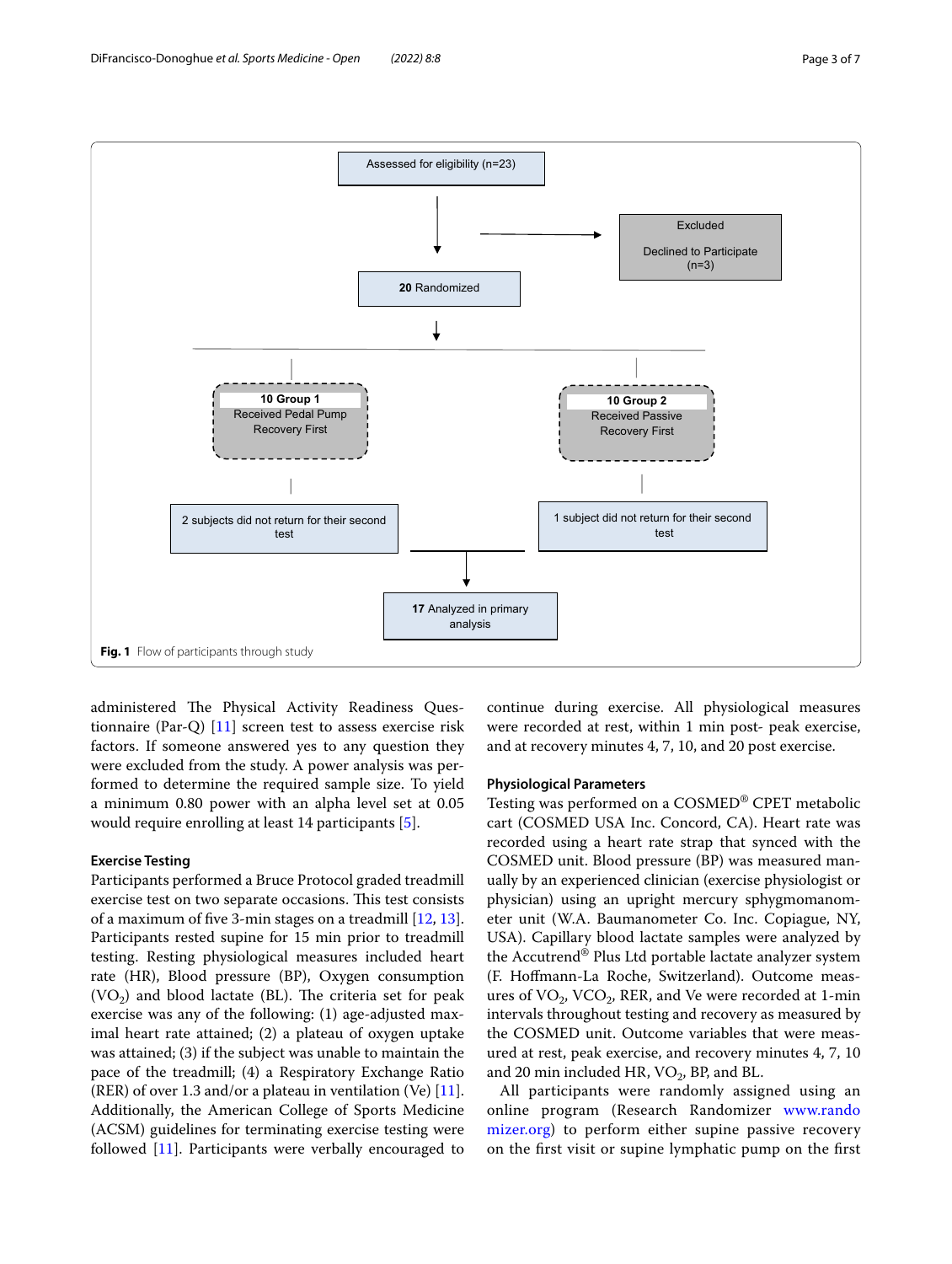Assessed for eligibility (n=23)

Excluded

Declined to Participate (n=3)

**20** Randomized

**10 Group 1** Received Pedal Pump Recovery First

**10 Group 2** Received Passive Recovery First

2 subjects did not return for their second test

1 subject did not return for their second test

**17** Analyzed in primary analysis

**Fig. 1** Flow of participants through study

administered The Physical Activity Readiness Questionnaire (Par-Q) [11] screen test to assess exercise risk factors. If someone answered yes to any question they were excluded from the study. A power analysis was performed to determine the required sample size. To yield a minimum 0.80 power with an alpha level set at 0.05 would require enrolling at least 14 participants [5].

### Exercise Testing

Participants performed a Bruce Protocol graded treadmill exercise test on two separate occasions. This test consists of a maximum of five 3-min stages on a treadmill [12, 13]. Participants rested supine for 15 min prior to treadmill testing. Resting physiological measures included heart rate (HR), Blood pressure (BP), Oxygen consumption ($VO_2$) and blood lactate (BL). The criteria set for peak exercise was any of the following: (1) age-adjusted maximal heart rate attained; (2) a plateau of oxygen uptake was attained; (3) if the subject was unable to maintain the pace of the treadmill; (4) a Respiratory Exchange Ratio (RER) of over 1.3 and/or a plateau in ventilation (Ve) [11]. Additionally, the American College of Sports Medicine (ACSM) guidelines for terminating exercise testing were followed [11]. Participants were verbally encouraged to continue during exercise. All physiological measures were recorded at rest, within 1 min post- peak exercise, and at recovery minutes 4, 7, 10, and 20 post exercise.

### Physiological Parameters

Testing was performed on a COSMED® CPET metabolic cart (COSMED USA Inc. Concord, CA). Heart rate was recorded using a heart rate strap that synced with the COSMED unit. Blood pressure (BP) was measured manually by an experienced clinician (exercise physiologist or physician) using an upright mercury sphygmomanometer unit (W.A. Baumanometer Co. Inc. Copiague, NY, USA). Capillary blood lactate samples were analyzed by the Accutrend® Plus Ltd portable lactate analyzer system (F. Hoffmann-La Roche, Switzerland). Outcome measures of $VO_2$, $VCO_2$, RER, and Ve were recorded at 1-min intervals throughout testing and recovery as measured by the COSMED unit. Outcome variables that were measured at rest, peak exercise, and recovery minutes 4, 7, 10 and 20 min included HR, $VO_2$, BP, and BL.

All participants were randomly assigned using an online program (Research Randomizer www.randomizer.org) to perform either supine passive recovery on the first visit or supine lymphatic pump on the first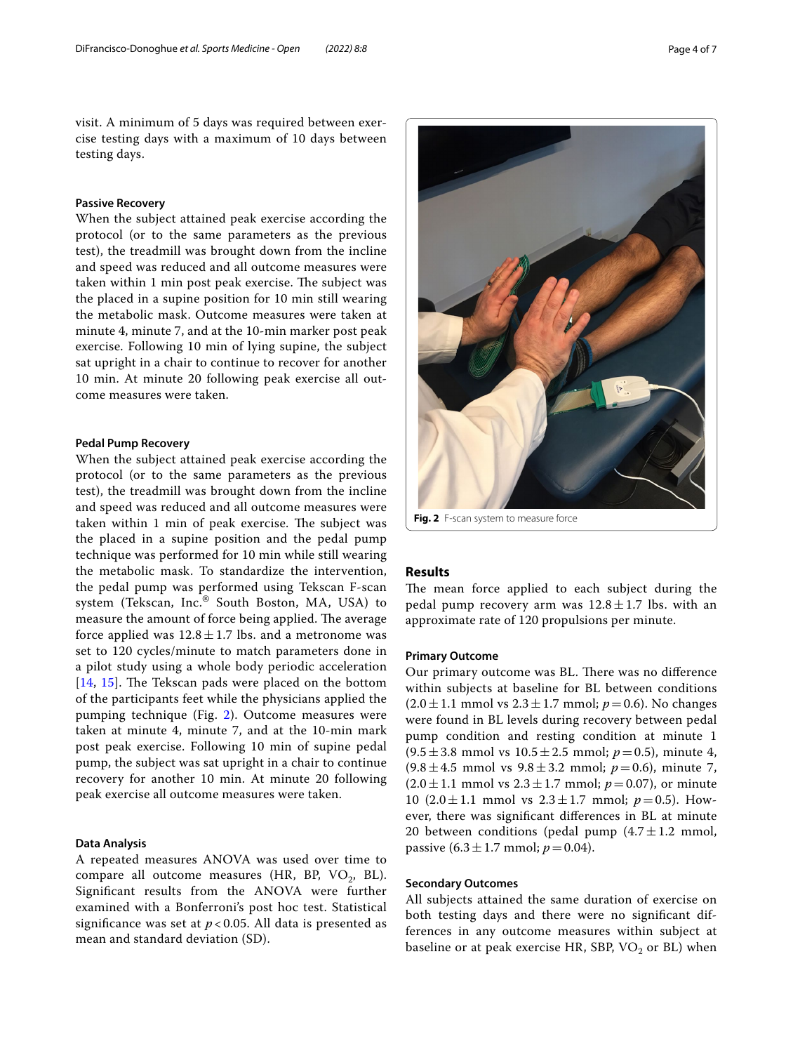visit. A minimum of 5 days was required between exercise testing days with a maximum of 10 days between testing days.

### Passive Recovery

When the subject attained peak exercise according the protocol (or to the same parameters as the previous test), the treadmill was brought down from the incline and speed was reduced and all outcome measures were taken within 1 min post peak exercise. The subject was the placed in a supine position for 10 min still wearing the metabolic mask. Outcome measures were taken at minute 4, minute 7, and at the 10-min marker post peak exercise. Following 10 min of lying supine, the subject sat upright in a chair to continue to recover for another 10 min. At minute 20 following peak exercise all outcome measures were taken.

### Pedal Pump Recovery

When the subject attained peak exercise according the protocol (or to the same parameters as the previous test), the treadmill was brought down from the incline and speed was reduced and all outcome measures were taken within 1 min of peak exercise. The subject was the placed in a supine position and the pedal pump technique was performed for 10 min while still wearing the metabolic mask. To standardize the intervention, the pedal pump was performed using Tekscan F-scan system (Tekscan, Inc.® South Boston, MA, USA) to measure the amount of force being applied. The average force applied was $12.8 \pm 1.7$ lbs. and a metronome was set to 120 cycles/minute to match parameters done in a pilot study using a whole body periodic acceleration [14, 15]. The Tekscan pads were placed on the bottom of the participants feet while the physicians applied the pumping technique (Fig. 2). Outcome measures were taken at minute 4, minute 7, and at the 10-min mark post peak exercise. Following 10 min of supine pedal pump, the subject was sat upright in a chair to continue recovery for another 10 min. At minute 20 following peak exercise all outcome measures were taken.

### Data Analysis

A repeated measures ANOVA was used over time to compare all outcome measures (HR, BP, $VO_2$, BL). Significant results from the ANOVA were further examined with a Bonferroni's post hoc test. Statistical significance was set at $p < 0.05$. All data is presented as mean and standard deviation (SD).

**Fig. 2** F-scan system to measure force

## Results

The mean force applied to each subject during the pedal pump recovery arm was $12.8 \pm 1.7$ lbs. with an approximate rate of 120 propulsions per minute.

### Primary Outcome

Our primary outcome was BL. There was no difference within subjects at baseline for BL between conditions ($2.0 \pm 1.1$ mmol vs $2.3 \pm 1.7$ mmol; $p = 0.6$). No changes were found in BL levels during recovery between pedal pump condition and resting condition at minute 1 ($9.5 \pm 3.8$ mmol vs $10.5 \pm 2.5$ mmol; $p = 0.5$), minute 4, ($9.8 \pm 4.5$ mmol vs $9.8 \pm 3.2$ mmol; $p = 0.6$), minute 7, ($2.0 \pm 1.1$ mmol vs $2.3 \pm 1.7$ mmol; $p = 0.07$), or minute 10 ($2.0 \pm 1.1$ mmol vs $2.3 \pm 1.7$ mmol; $p = 0.5$). However, there was significant differences in BL at minute 20 between conditions (pedal pump ($4.7 \pm 1.2$ mmol, passive ($6.3 \pm 1.7$ mmol; $p = 0.04$).

### Secondary Outcomes

All subjects attained the same duration of exercise on both testing days and there were no significant differences in any outcome measures within subject at baseline or at peak exercise HR, SBP, $VO_2$ or BL) when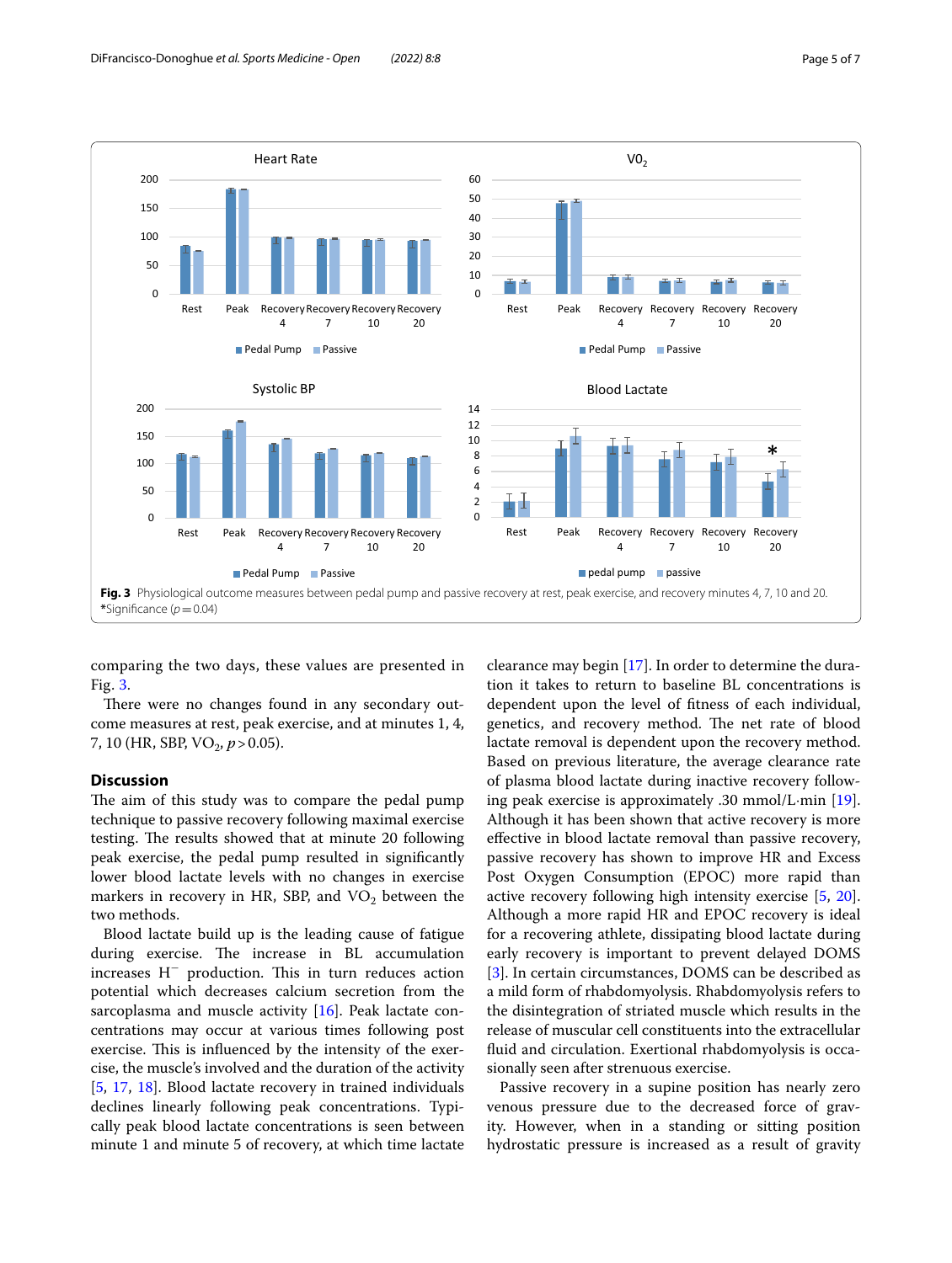Fig. 3 Physiological outcome measures between pedal pump and passive recovery at rest, peak exercise, and recovery minutes 4, 7, 10 and 20. *Significance ($p = 0.04$)

comparing the two days, these values are presented in Fig. 3.

There were no changes found in any secondary outcome measures at rest, peak exercise, and at minutes 1, 4, 7, 10 (HR, SBP, $VO_2$, $p > 0.05$).

## Discussion

The aim of this study was to compare the pedal pump technique to passive recovery following maximal exercise testing. The results showed that at minute 20 following peak exercise, the pedal pump resulted in significantly lower blood lactate levels with no changes in exercise markers in recovery in HR, SBP, and $VO_2$ between the two methods.

Blood lactate build up is the leading cause of fatigue during exercise. The increase in BL accumulation increases $H^-$ production. This in turn reduces action potential which decreases calcium secretion from the sarcoplasma and muscle activity [16]. Peak lactate concentrations may occur at various times following post exercise. This is influenced by the intensity of the exercise, the muscle's involved and the duration of the activity [5, 17, 18]. Blood lactate recovery in trained individuals declines linearly following peak concentrations. Typically peak blood lactate concentrations is seen between minute 1 and minute 5 of recovery, at which time lactate clearance may begin [17]. In order to determine the duration it takes to return to baseline BL concentrations is dependent upon the level of fitness of each individual, genetics, and recovery method. The net rate of blood lactate removal is dependent upon the recovery method. Based on previous literature, the average clearance rate of plasma blood lactate during inactive recovery following peak exercise is approximately .30 mmol/L·min [19]. Although it has been shown that active recovery is more effective in blood lactate removal than passive recovery, passive recovery has shown to improve HR and Excess Post Oxygen Consumption (EPOC) more rapid than active recovery following high intensity exercise [5, 20]. Although a more rapid HR and EPOC recovery is ideal for a recovering athlete, dissipating blood lactate during early recovery is important to prevent delayed DOMS [3]. In certain circumstances, DOMS can be described as a mild form of rhabdomyolysis. Rhabdomyolysis refers to the disintegration of striated muscle which results in the release of muscular cell constituents into the extracellular fluid and circulation. Exertional rhabdomyolysis is occasionally seen after strenuous exercise.

Passive recovery in a supine position has nearly zero venous pressure due to the decreased force of gravity. However, when in a standing or sitting position hydrostatic pressure is increased as a result of gravity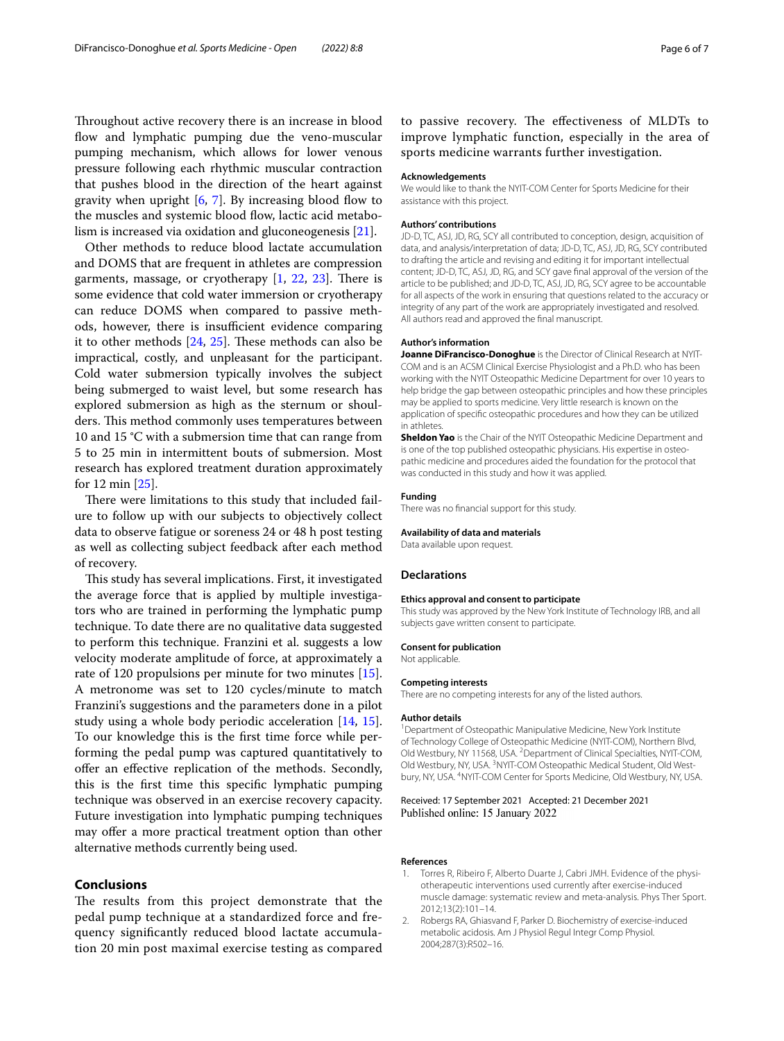Throughout active recovery there is an increase in blood flow and lymphatic pumping due the veno-muscular pumping mechanism, which allows for lower venous pressure following each rhythmic muscular contraction that pushes blood in the direction of the heart against gravity when upright [6, 7]. By increasing blood flow to the muscles and systemic blood flow, lactic acid metabolism is increased via oxidation and gluconeogenesis [21].

Other methods to reduce blood lactate accumulation and DOMS that are frequent in athletes are compression garments, massage, or cryotherapy [1, 22, 23]. There is some evidence that cold water immersion or cryotherapy can reduce DOMS when compared to passive methods, however, there is insufficient evidence comparing it to other methods [24, 25]. These methods can also be impractical, costly, and unpleasant for the participant. Cold water submersion typically involves the subject being submerged to waist level, but some research has explored submersion as high as the sternum or shoulders. This method commonly uses temperatures between 10 and 15 °C with a submersion time that can range from 5 to 25 min in intermittent bouts of submersion. Most research has explored treatment duration approximately for 12 min [25].

There were limitations to this study that included failure to follow up with our subjects to objectively collect data to observe fatigue or soreness 24 or 48 h post testing as well as collecting subject feedback after each method of recovery.

This study has several implications. First, it investigated the average force that is applied by multiple investigators who are trained in performing the lymphatic pump technique. To date there are no qualitative data suggested to perform this technique. Franzini et al. suggests a low velocity moderate amplitude of force, at approximately a rate of 120 propulsions per minute for two minutes [15]. A metronome was set to 120 cycles/minute to match Franzini's suggestions and the parameters done in a pilot study using a whole body periodic acceleration [14, 15]. To our knowledge this is the first time force while performing the pedal pump was captured quantitatively to offer an effective replication of the methods. Secondly, this is the first time this specific lymphatic pumping technique was observed in an exercise recovery capacity. Future investigation into lymphatic pumping techniques may offer a more practical treatment option than other alternative methods currently being used.

## Conclusions

The results from this project demonstrate that the pedal pump technique at a standardized force and frequency significantly reduced blood lactate accumulation 20 min post maximal exercise testing as compared to passive recovery. The effectiveness of MLDTs to improve lymphatic function, especially in the area of sports medicine warrants further investigation.

### Acknowledgements

We would like to thank the NYIT-COM Center for Sports Medicine for their assistance with this project.

### Authors' contributions

JD-D, TC, ASJ, JD, RG, SCY all contributed to conception, design, acquisition of data, and analysis/interpretation of data; JD-D, TC, ASJ, JD, RG, SCY contributed to drafting the article and revising and editing it for important intellectual content; JD-D, TC, ASJ, JD, RG, and SCY gave final approval of the version of the article to be published; and JD-D, TC, ASJ, JD, RG, SCY agree to be accountable for all aspects of the work in ensuring that questions related to the accuracy or integrity of any part of the work are appropriately investigated and resolved. All authors read and approved the final manuscript.

### Author's information

**Joanne DiFrancisco-Donoghue** is the Director of Clinical Research at NYIT-COM and is an ACSM Clinical Exercise Physiologist and a Ph.D. who has been working with the NYIT Osteopathic Medicine Department for over 10 years to help bridge the gap between osteopathic principles and how these principles may be applied to sports medicine. Very little research is known on the application of specific osteopathic procedures and how they can be utilized in athletes.

**Sheldon Yao** is the Chair of the NYIT Osteopathic Medicine Department and is one of the top published osteopathic physicians. His expertise in osteopathic medicine and procedures aided the foundation for the protocol that was conducted in this study and how it was applied.

### Funding

There was no financial support for this study.

### Availability of data and materials

Data available upon request.

## Declarations

### Ethics approval and consent to participate

This study was approved by the New York Institute of Technology IRB, and all subjects gave written consent to participate.

### Consent for publication

Not applicable.

### Competing interests

There are no competing interests for any of the listed authors.

### Author details

[1] Department of Osteopathic Manipulative Medicine, New York Institute of Technology College of Osteopathic Medicine (NYIT-COM), Northern Blvd, Old Westbury, NY 11568, USA. [2] Department of Clinical Specialties, NYIT-COM, Old Westbury, NY, USA. [3] NYIT-COM Osteopathic Medical Student, Old Westbury, NY, USA. [4] NYIT-COM Center for Sports Medicine, Old Westbury, NY, USA.

Received: 17 September 2021 Accepted: 21 December 2021
Published online: 15 January 2022

### References

1. Torres R, Ribeiro F, Alberto Duarte J, Cabri JMH. Evidence of the physiotherapeutic interventions used currently after exercise-induced muscle damage: systematic review and meta-analysis. Phys Ther Sport. 2012;13(2):101–14.
2. Robergs RA, Ghiasvand F, Parker D. Biochemistry of exercise-induced metabolic acidosis. Am J Physiol Regul Integr Comp Physiol. 2004;287(3):R502–16.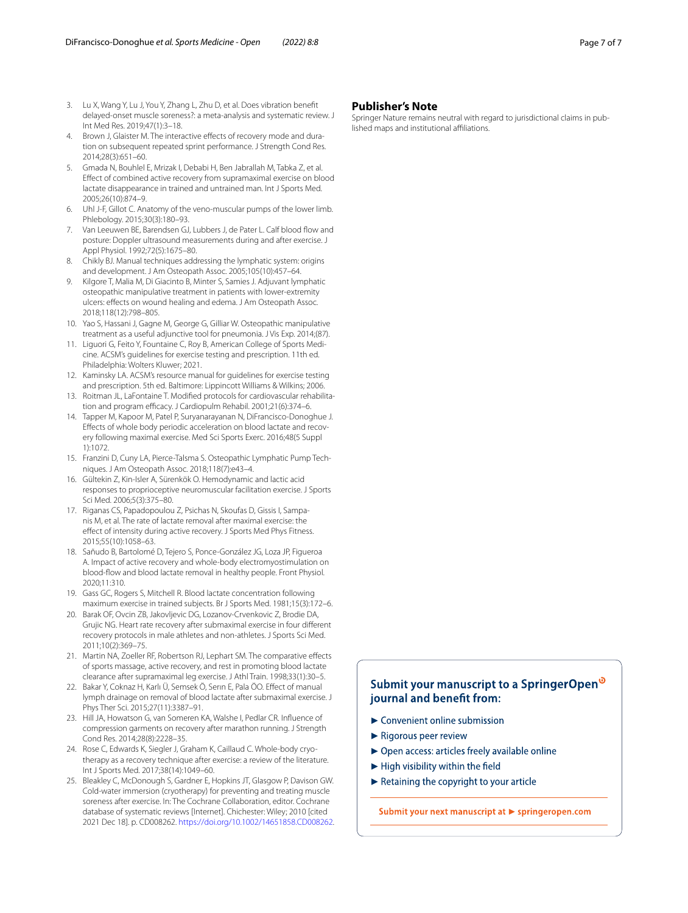3. Lu X, Wang Y, Lu J, You Y, Zhang L, Zhu D, et al. Does vibration benefit delayed-onset muscle soreness?: a meta-analysis and systematic review. J Int Med Res. 2019;47(1):3–18.
4. Brown J, Glaister M. The interactive effects of recovery mode and duration on subsequent repeated sprint performance. J Strength Cond Res. 2014;28(3):651–60.
5. Gmada N, Bouhlel E, Mrizak I, Debabi H, Ben Jabrallah M, Tabka Z, et al. Effect of combined active recovery from supramaximal exercise on blood lactate disappearance in trained and untrained man. Int J Sports Med. 2005;26(10):874–9.
6. Uhl J-F, Gillot C. Anatomy of the veno-muscular pumps of the lower limb. Phlebology. 2015;30(3):180–93.
7. Van Leeuwen BE, Barendsen GJ, Lubbers J, de Pater L. Calf blood flow and posture: Doppler ultrasound measurements during and after exercise. J Appl Physiol. 1992;72(5):1675–80.
8. Chikly BJ. Manual techniques addressing the lymphatic system: origins and development. J Am Osteopath Assoc. 2005;105(10):457–64.
9. Kilgore T, Malia M, Di Giacinto B, Minter S, Samies J. Adjuvant lymphatic osteopathic manipulative treatment in patients with lower-extremity ulcers: effects on wound healing and edema. J Am Osteopath Assoc. 2018;118(12):798–805.
10. Yao S, Hassani J, Gagne M, George G, Gilliar W. Osteopathic manipulative treatment as a useful adjunctive tool for pneumonia. J Vis Exp. 2014;(87).
11. Liguori G, Feito Y, Fountaine C, Roy B, American College of Sports Medicine. ACSM's guidelines for exercise testing and prescription. 11th ed. Philadelphia: Wolters Kluwer; 2021.
12. Kaminsky LA. ACSM's resource manual for guidelines for exercise testing and prescription. 5th ed. Baltimore: Lippincott Williams & Wilkins; 2006.
13. Roitman JL, LaFontaine T. Modified protocols for cardiovascular rehabilitation and program efficacy. J Cardiopulm Rehabil. 2001;21(6):374–6.
14. Tapper M, Kapoor M, Patel P, Suryanarayanan N, DiFrancisco-Donoghue J. Effects of whole body periodic acceleration on blood lactate and recovery following maximal exercise. Med Sci Sports Exerc. 2016;48(5 Suppl 1):1072.
15. Franzini D, Cuny LA, Pierce-Talsma S. Osteopathic Lymphatic Pump Techniques. J Am Osteopath Assoc. 2018;118(7):e43–4.
16. Gültekin Z, Kin-Isler A, Sürenkök O. Hemodynamic and lactic acid responses to proprioceptive neuromuscular facilitation exercise. J Sports Sci Med. 2006;5(3):375–80.
17. Riganas CS, Papadopoulou Z, Psichas N, Skoufas D, Gissis I, Sampanis M, et al. The rate of lactate removal after maximal exercise: the effect of intensity during active recovery. J Sports Med Phys Fitness. 2015;55(10):1058–63.
18. Sañudo B, Bartolomé D, Tejero S, Ponce-González JG, Loza JP, Figueroa A. Impact of active recovery and whole-body electromyostimulation on blood-flow and blood lactate removal in healthy people. Front Physiol. 2020;11:310.
19. Gass GC, Rogers S, Mitchell R. Blood lactate concentration following maximum exercise in trained subjects. Br J Sports Med. 1981;15(3):172–6.
20. Barak OF, Ovcin ZB, Jakovljevic DG, Lozanov-Crvenkovic Z, Brodie DA, Grujic NG. Heart rate recovery after submaximal exercise in four different recovery protocols in male athletes and non-athletes. J Sports Sci Med. 2011;10(2):369–75.
21. Martin NA, Zoeller RF, Robertson RJ, Lephart SM. The comparative effects of sports massage, active recovery, and rest in promoting blood lactate clearance after supramaximal leg exercise. J Athl Train. 1998;33(1):30–5.
22. Bakar Y, Coknaz H, Karlı Ü, Semsek Ö, Serın E, Pala ÖO. Effect of manual lymph drainage on removal of blood lactate after submaximal exercise. J Phys Ther Sci. 2015;27(11):3387–91.
23. Hill JA, Howatson G, van Someren KA, Walshe I, Pedlar CR. Influence of compression garments on recovery after marathon running. J Strength Cond Res. 2014;28(8):2228–35.
24. Rose C, Edwards K, Siegler J, Graham K, Caillaud C. Whole-body cryotherapy as a recovery technique after exercise: a review of the literature. Int J Sports Med. 2017;38(14):1049–60.
25. Bleakley C, McDonough S, Gardner E, Hopkins JT, Glasgow P, Davison GW. Cold-water immersion (cryotherapy) for preventing and treating muscle soreness after exercise. In: The Cochrane Collaboration, editor. Cochrane database of systematic reviews [Internet]. Chichester: Wiley; 2010 [cited 2021 Dec 18]. p. CD008262. https://doi.org/10.1002/14651858.CD008262.

## Publisher's Note

Springer Nature remains neutral with regard to jurisdictional claims in published maps and institutional affiliations.

**Submit your manuscript to a SpringerOpen journal and benefit from:**

- Convenient online submission
- Rigorous peer review
- Open access: articles freely available online
- High visibility within the field
- Retaining the copyright to your article

**Submit your next manuscript at ▶ springeropen.com**